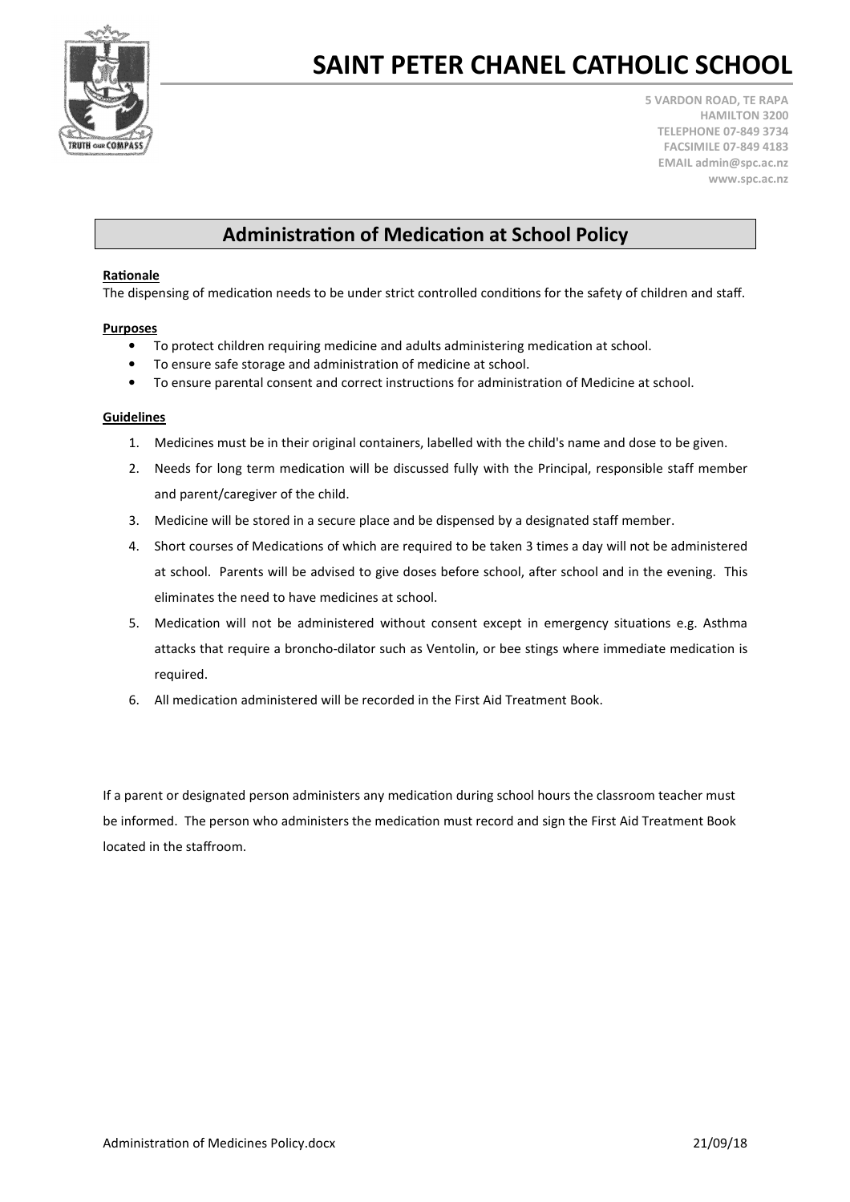# SAINT PETER CHANEL CATHOLIC SCHOOL

**5 VARDON ROAD, TE RAPA**
**HAMILTON 3200**
**TELEPHONE 07-849 3734**
**FACSIMILE 07-849 4183**
**EMAIL admin@spc.ac.nz**
**www.spc.ac.nz**

## Administration of Medication at School Policy

**Rationale**

The dispensing of medication needs to be under strict controlled conditions for the safety of children and staff.

**Purposes**

- To protect children requiring medicine and adults administering medication at school.
- To ensure safe storage and administration of medicine at school.
- To ensure parental consent and correct instructions for administration of Medicine at school.

**Guidelines**

1. Medicines must be in their original containers, labelled with the child's name and dose to be given.
2. Needs for long term medication will be discussed fully with the Principal, responsible staff member and parent/caregiver of the child.
3. Medicine will be stored in a secure place and be dispensed by a designated staff member.
4. Short courses of Medications of which are required to be taken 3 times a day will not be administered at school. Parents will be advised to give doses before school, after school and in the evening. This eliminates the need to have medicines at school.
5. Medication will not be administered without consent except in emergency situations e.g. Asthma attacks that require a broncho-dilator such as Ventolin, or bee stings where immediate medication is required.
6. All medication administered will be recorded in the First Aid Treatment Book.

If a parent or designated person administers any medication during school hours the classroom teacher must be informed. The person who administers the medication must record and sign the First Aid Treatment Book located in the staffroom.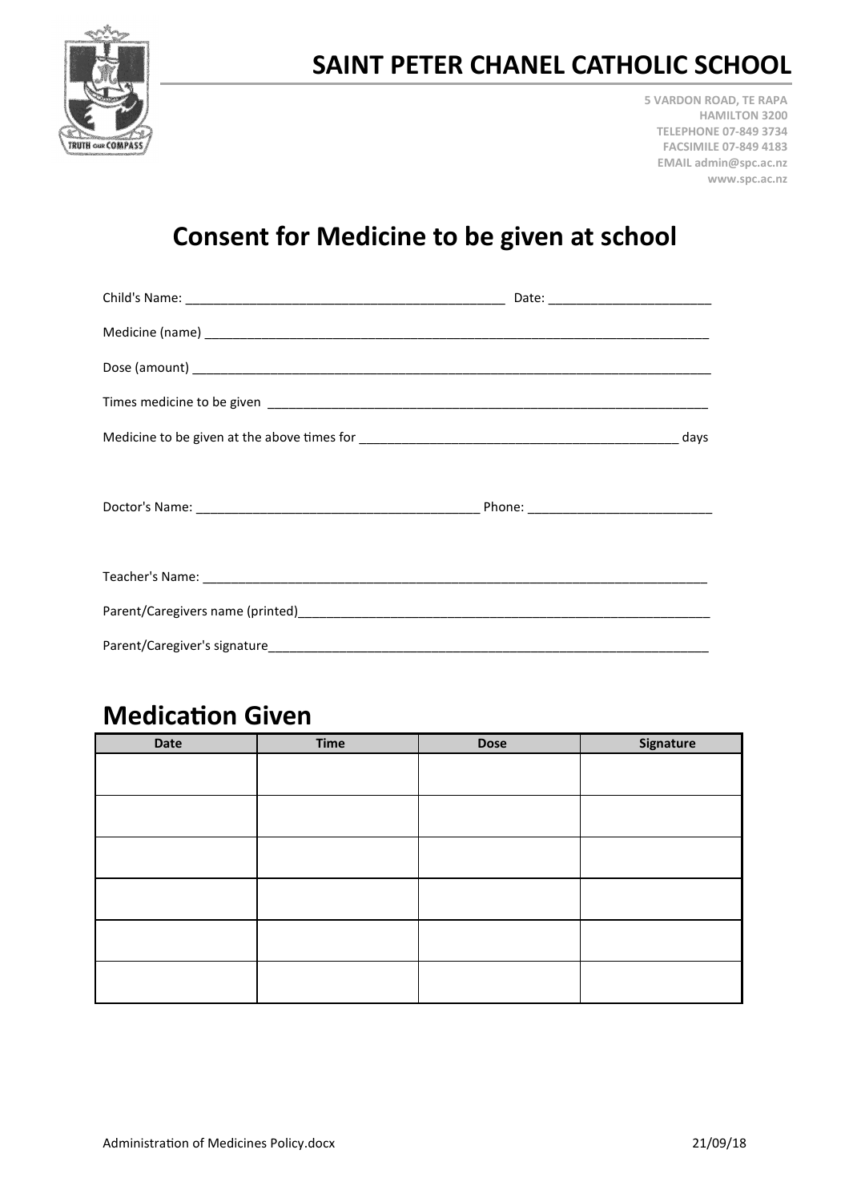# SAINT PETER CHANEL CATHOLIC SCHOOL

5 VARDON ROAD, TE RAPA
HAMILTON 3200
TELEPHONE 07-849 3734
FACSIMILE 07-849 4183
EMAIL admin@spc.ac.nz
www.spc.ac.nz

## Consent for Medicine to be given at school

Child's Name: _____________________________________________ Date: _______________________

Medicine (name) ___________________________________________________________________________

Dose (amount) _____________________________________________________________________________

Times medicine to be given _________________________________________________________________

Medicine to be given at the above times for _____________________________________________ days

Doctor's Name: ________________________________________ Phone: __________________________

Teacher's Name: ___________________________________________________________________________

Parent/Caregivers name (printed)___________________________________________________________

Parent/Caregiver's signature_______________________________________________________________

## Medication Given

| Date | Time | Dose | Signature |
|---|---|---|---|
| | | | |
| | | | |
| | | | |
| | | | |
| | | | |
| | | | |